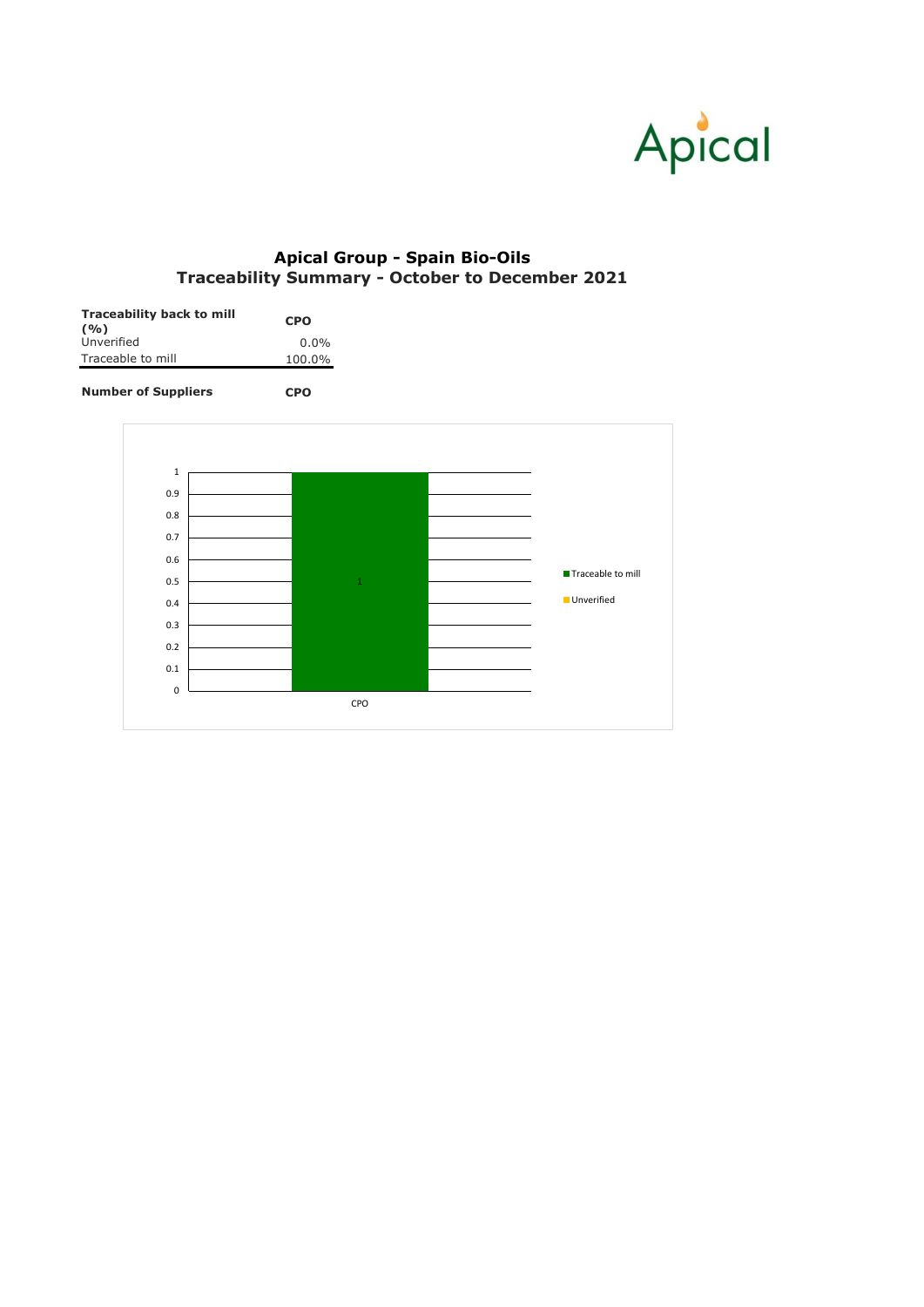Apical

# Apical Group - Spain Bio-Oils
## Traceability Summary - October to December 2021

| Traceability back to mill (%) | CPO |
| --- | --- |
| Unverified | 0.0% |
| Traceable to mill | 100.0% |

**Number of Suppliers** **CPO**

1
0.9
0.8
0.7
0.6
0.5
0.4
0.3
0.2
0.1
0

1

CPO

Traceable to mill
Unverified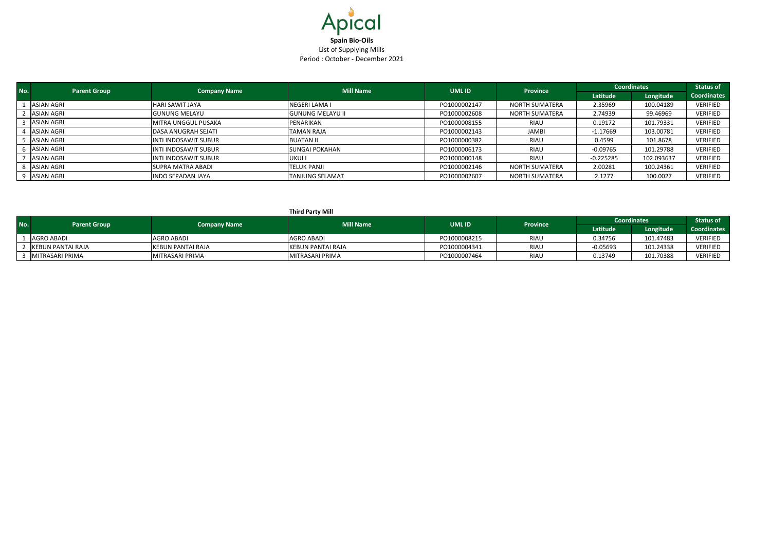Apical

**Spain Bio-Oils**

List of Supplying Mills

Period : October - December 2021

| No. | Parent Group | Company Name | Mill Name | UML ID | Province | Coordinates | | Status of Coordinates |
|---|---|---|---|---|---|---|---|---|
| | | | | | | Latitude | Longitude | |
| 1 | ASIAN AGRI | HARI SAWIT JAYA | NEGERI LAMA I | PO1000002147 | NORTH SUMATERA | 2.35969 | 100.04189 | VERIFIED |
| 2 | ASIAN AGRI | GUNUNG MELAYU | GUNUNG MELAYU II | PO1000002608 | NORTH SUMATERA | 2.74939 | 99.46969 | VERIFIED |
| 3 | ASIAN AGRI | MITRA UNGGUL PUSAKA | PENARIKAN | PO1000008155 | RIAU | 0.19172 | 101.79331 | VERIFIED |
| 4 | ASIAN AGRI | DASA ANUGRAH SEJATI | TAMAN RAJA | PO1000002143 | JAMBI | -1.17669 | 103.00781 | VERIFIED |
| 5 | ASIAN AGRI | INTI INDOSAWIT SUBUR | BUATAN II | PO1000000382 | RIAU | 0.4599 | 101.8678 | VERIFIED |
| 6 | ASIAN AGRI | INTI INDOSAWIT SUBUR | SUNGAI POKAHAN | PO1000006173 | RIAU | -0.09765 | 101.29788 | VERIFIED |
| 7 | ASIAN AGRI | INTI INDOSAWIT SUBUR | UKUI I | PO1000000148 | RIAU | -0.225285 | 102.093637 | VERIFIED |
| 8 | ASIAN AGRI | SUPRA MATRA ABADI | TELUK PANJI | PO1000002146 | NORTH SUMATERA | 2.00281 | 100.24361 | VERIFIED |
| 9 | ASIAN AGRI | INDO SEPADAN JAYA | TANJUNG SELAMAT | PO1000002607 | NORTH SUMATERA | 2.1277 | 100.0027 | VERIFIED |

**Third Party Mill**

| No. | Parent Group | Company Name | Mill Name | UML ID | Province | Coordinates | | Status of Coordinates |
|---|---|---|---|---|---|---|---|---|
| | | | | | | Latitude | Longitude | |
| 1 | AGRO ABADI | AGRO ABADI | AGRO ABADI | PO1000008215 | RIAU | 0.34756 | 101.47483 | VERIFIED |
| 2 | KEBUN PANTAI RAJA | KEBUN PANTAI RAJA | KEBUN PANTAI RAJA | PO1000004341 | RIAU | -0.05693 | 101.24338 | VERIFIED |
| 3 | MITRASARI PRIMA | MITRASARI PRIMA | MITRASARI PRIMA | PO1000007464 | RIAU | 0.13749 | 101.70388 | VERIFIED |